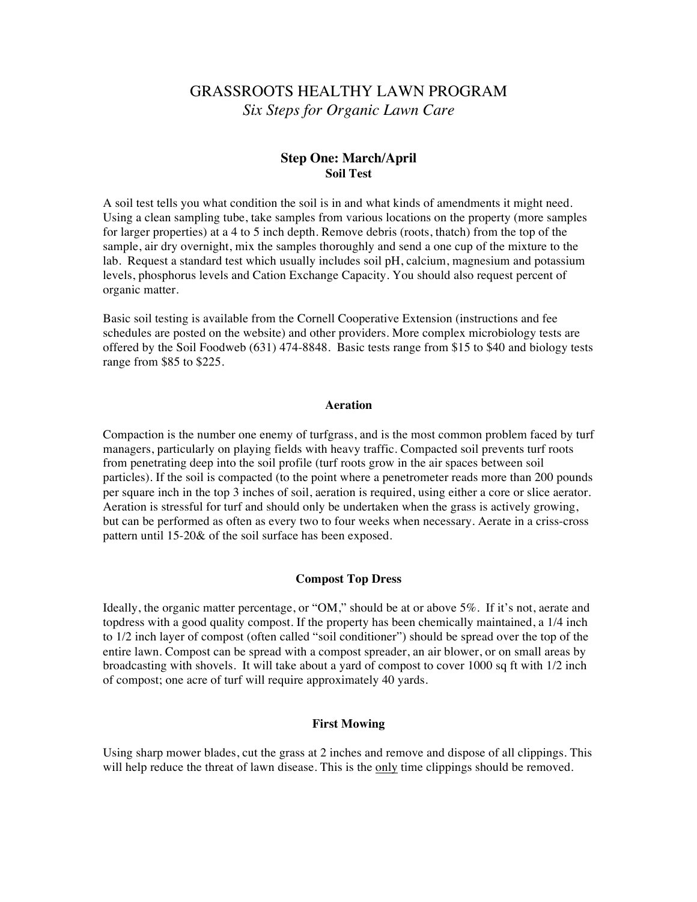# GRASSROOTS HEALTHY LAWN PROGRAM

*Six Steps for Organic Lawn Care*

## Step One: March/April

### Soil Test

A soil test tells you what condition the soil is in and what kinds of amendments it might need. Using a clean sampling tube, take samples from various locations on the property (more samples for larger properties) at a 4 to 5 inch depth. Remove debris (roots, thatch) from the top of the sample, air dry overnight, mix the samples thoroughly and send a one cup of the mixture to the lab. Request a standard test which usually includes soil pH, calcium, magnesium and potassium levels, phosphorus levels and Cation Exchange Capacity. You should also request percent of organic matter.

Basic soil testing is available from the Cornell Cooperative Extension (instructions and fee schedules are posted on the website) and other providers. More complex microbiology tests are offered by the Soil Foodweb (631) 474-8848. Basic tests range from $15 to $40 and biology tests range from $85 to $225.

### Aeration

Compaction is the number one enemy of turfgrass, and is the most common problem faced by turf managers, particularly on playing fields with heavy traffic. Compacted soil prevents turf roots from penetrating deep into the soil profile (turf roots grow in the air spaces between soil particles). If the soil is compacted (to the point where a penetrometer reads more than 200 pounds per square inch in the top 3 inches of soil, aeration is required, using either a core or slice aerator. Aeration is stressful for turf and should only be undertaken when the grass is actively growing, but can be performed as often as every two to four weeks when necessary. Aerate in a criss-cross pattern until 15-20& of the soil surface has been exposed.

### Compost Top Dress

Ideally, the organic matter percentage, or "OM," should be at or above 5%. If it's not, aerate and topdress with a good quality compost. If the property has been chemically maintained, a 1/4 inch to 1/2 inch layer of compost (often called "soil conditioner") should be spread over the top of the entire lawn. Compost can be spread with a compost spreader, an air blower, or on small areas by broadcasting with shovels. It will take about a yard of compost to cover 1000 sq ft with 1/2 inch of compost; one acre of turf will require approximately 40 yards.

### First Mowing

Using sharp mower blades, cut the grass at 2 inches and remove and dispose of all clippings. This will help reduce the threat of lawn disease. This is the <u>only</u> time clippings should be removed.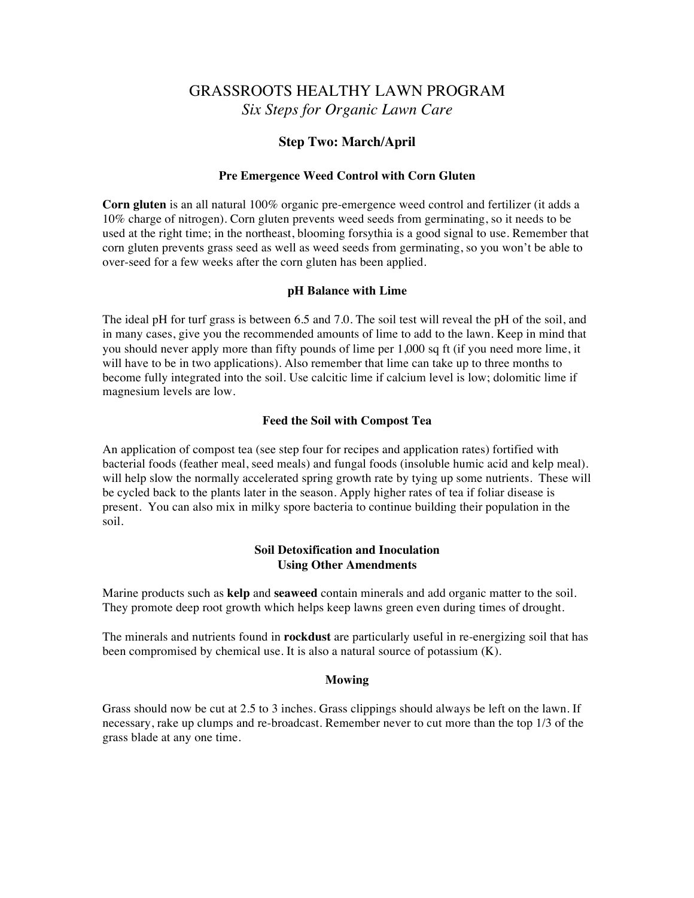# GRASSROOTS HEALTHY LAWN PROGRAM

*Six Steps for Organic Lawn Care*

## Step Two: March/April

### Pre Emergence Weed Control with Corn Gluten

**Corn gluten** is an all natural 100% organic pre-emergence weed control and fertilizer (it adds a 10% charge of nitrogen). Corn gluten prevents weed seeds from germinating, so it needs to be used at the right time; in the northeast, blooming forsythia is a good signal to use. Remember that corn gluten prevents grass seed as well as weed seeds from germinating, so you won't be able to over-seed for a few weeks after the corn gluten has been applied.

### pH Balance with Lime

The ideal pH for turf grass is between 6.5 and 7.0. The soil test will reveal the pH of the soil, and in many cases, give you the recommended amounts of lime to add to the lawn. Keep in mind that you should never apply more than fifty pounds of lime per 1,000 sq ft (if you need more lime, it will have to be in two applications). Also remember that lime can take up to three months to become fully integrated into the soil. Use calcitic lime if calcium level is low; dolomitic lime if magnesium levels are low.

### Feed the Soil with Compost Tea

An application of compost tea (see step four for recipes and application rates) fortified with bacterial foods (feather meal, seed meals) and fungal foods (insoluble humic acid and kelp meal). will help slow the normally accelerated spring growth rate by tying up some nutrients. These will be cycled back to the plants later in the season. Apply higher rates of tea if foliar disease is present. You can also mix in milky spore bacteria to continue building their population in the soil.

### Soil Detoxification and Inoculation Using Other Amendments

Marine products such as **kelp** and **seaweed** contain minerals and add organic matter to the soil. They promote deep root growth which helps keep lawns green even during times of drought.

The minerals and nutrients found in **rockdust** are particularly useful in re-energizing soil that has been compromised by chemical use. It is also a natural source of potassium (K).

### Mowing

Grass should now be cut at 2.5 to 3 inches. Grass clippings should always be left on the lawn. If necessary, rake up clumps and re-broadcast. Remember never to cut more than the top 1/3 of the grass blade at any one time.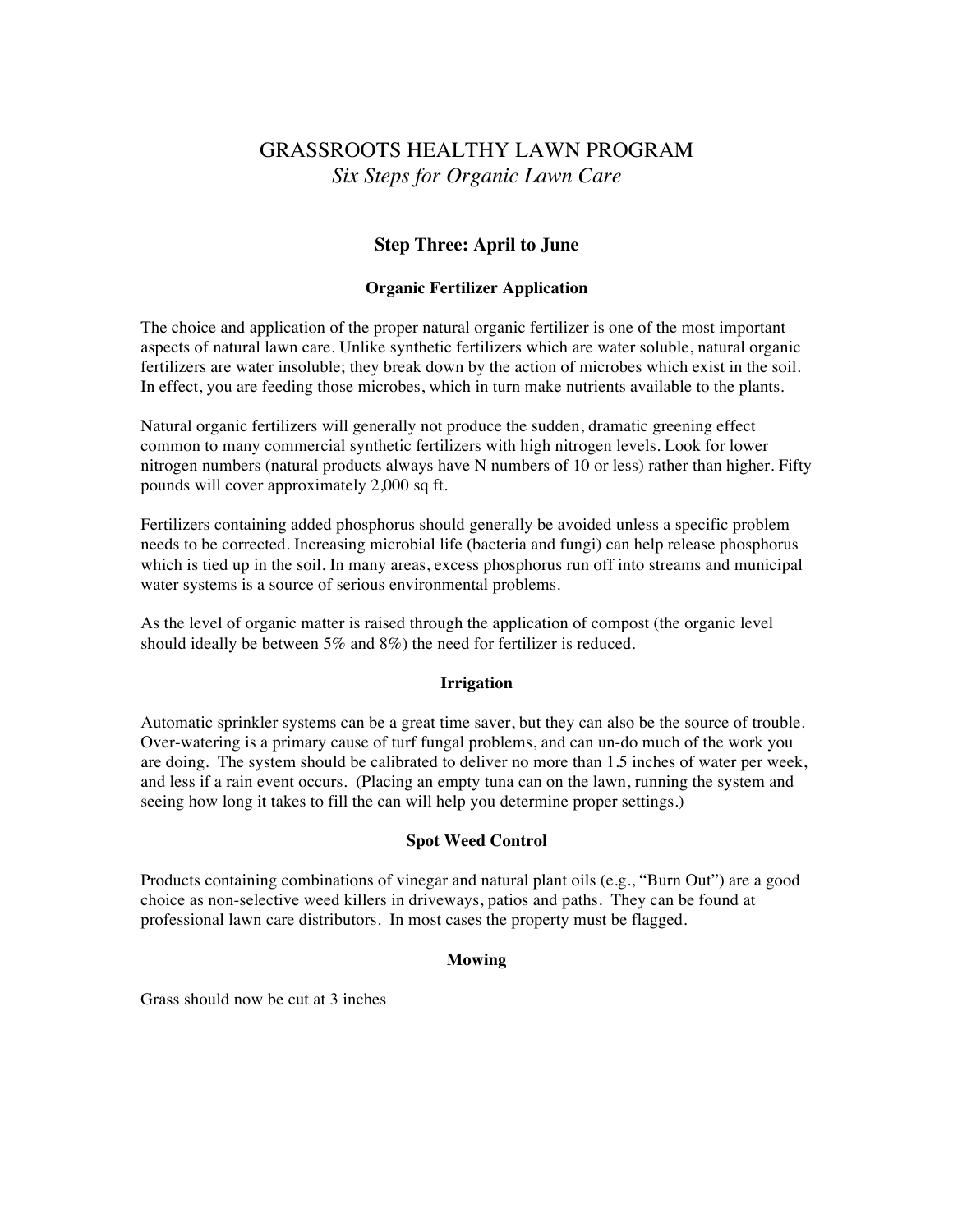# GRASSROOTS HEALTHY LAWN PROGRAM

*Six Steps for Organic Lawn Care*

## Step Three: April to June

### Organic Fertilizer Application

The choice and application of the proper natural organic fertilizer is one of the most important aspects of natural lawn care. Unlike synthetic fertilizers which are water soluble, natural organic fertilizers are water insoluble; they break down by the action of microbes which exist in the soil. In effect, you are feeding those microbes, which in turn make nutrients available to the plants.

Natural organic fertilizers will generally not produce the sudden, dramatic greening effect common to many commercial synthetic fertilizers with high nitrogen levels. Look for lower nitrogen numbers (natural products always have N numbers of 10 or less) rather than higher. Fifty pounds will cover approximately 2,000 sq ft.

Fertilizers containing added phosphorus should generally be avoided unless a specific problem needs to be corrected. Increasing microbial life (bacteria and fungi) can help release phosphorus which is tied up in the soil. In many areas, excess phosphorus run off into streams and municipal water systems is a source of serious environmental problems.

As the level of organic matter is raised through the application of compost (the organic level should ideally be between 5% and 8%) the need for fertilizer is reduced.

### Irrigation

Automatic sprinkler systems can be a great time saver, but they can also be the source of trouble. Over-watering is a primary cause of turf fungal problems, and can un-do much of the work you are doing. The system should be calibrated to deliver no more than 1.5 inches of water per week, and less if a rain event occurs. (Placing an empty tuna can on the lawn, running the system and seeing how long it takes to fill the can will help you determine proper settings.)

### Spot Weed Control

Products containing combinations of vinegar and natural plant oils (e.g., "Burn Out") are a good choice as non-selective weed killers in driveways, patios and paths. They can be found at professional lawn care distributors. In most cases the property must be flagged.

### Mowing

Grass should now be cut at 3 inches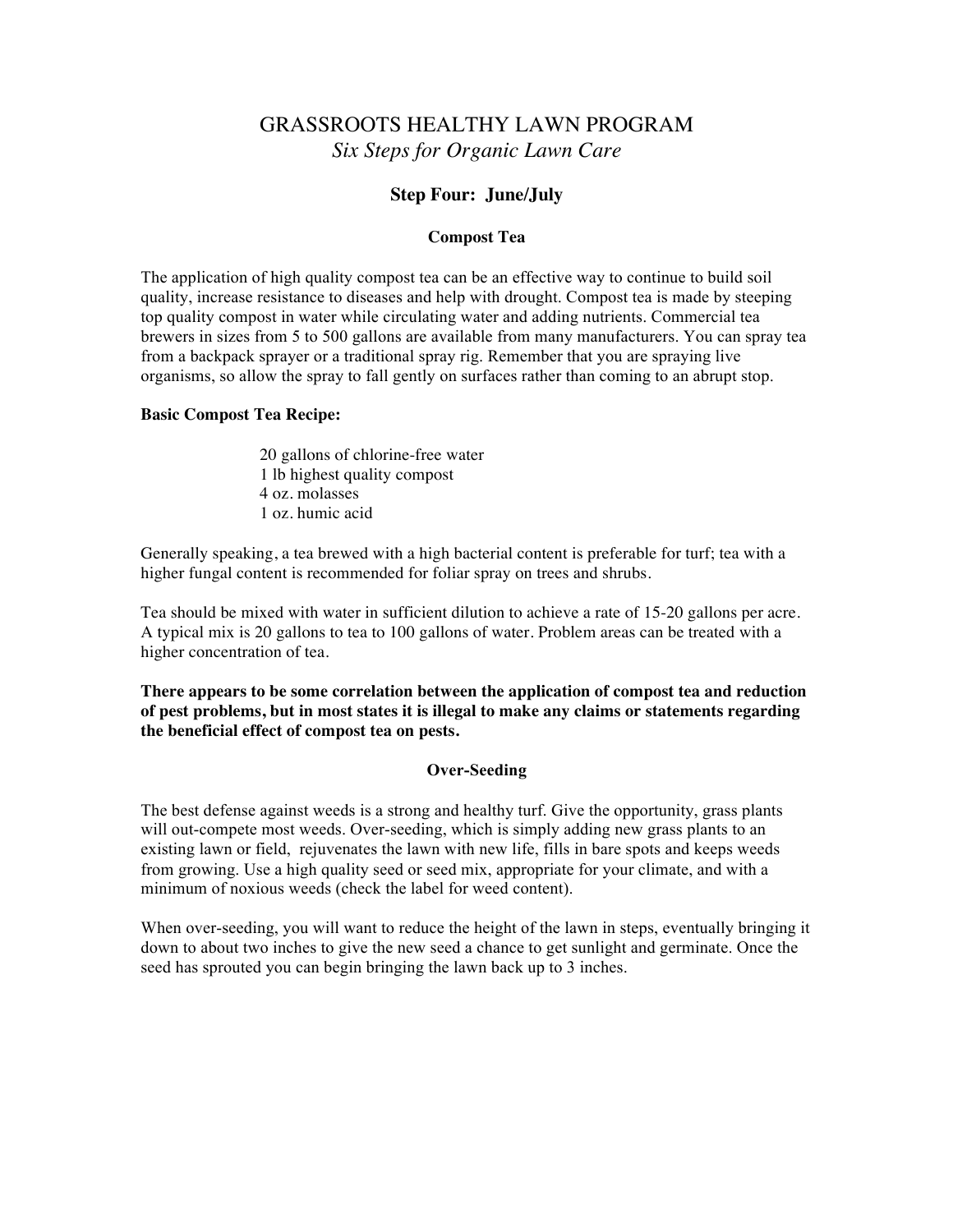# GRASSROOTS HEALTHY LAWN PROGRAM

*Six Steps for Organic Lawn Care*

## Step Four: June/July

### Compost Tea

The application of high quality compost tea can be an effective way to continue to build soil quality, increase resistance to diseases and help with drought. Compost tea is made by steeping top quality compost in water while circulating water and adding nutrients. Commercial tea brewers in sizes from 5 to 500 gallons are available from many manufacturers. You can spray tea from a backpack sprayer or a traditional spray rig. Remember that you are spraying live organisms, so allow the spray to fall gently on surfaces rather than coming to an abrupt stop.

**Basic Compost Tea Recipe:**

20 gallons of chlorine-free water
1 lb highest quality compost
4 oz. molasses
1 oz. humic acid

Generally speaking, a tea brewed with a high bacterial content is preferable for turf; tea with a higher fungal content is recommended for foliar spray on trees and shrubs.

Tea should be mixed with water in sufficient dilution to achieve a rate of 15-20 gallons per acre. A typical mix is 20 gallons to tea to 100 gallons of water. Problem areas can be treated with a higher concentration of tea.

**There appears to be some correlation between the application of compost tea and reduction of pest problems, but in most states it is illegal to make any claims or statements regarding the beneficial effect of compost tea on pests.**

### Over-Seeding

The best defense against weeds is a strong and healthy turf. Give the opportunity, grass plants will out-compete most weeds. Over-seeding, which is simply adding new grass plants to an existing lawn or field, rejuvenates the lawn with new life, fills in bare spots and keeps weeds from growing. Use a high quality seed or seed mix, appropriate for your climate, and with a minimum of noxious weeds (check the label for weed content).

When over-seeding, you will want to reduce the height of the lawn in steps, eventually bringing it down to about two inches to give the new seed a chance to get sunlight and germinate. Once the seed has sprouted you can begin bringing the lawn back up to 3 inches.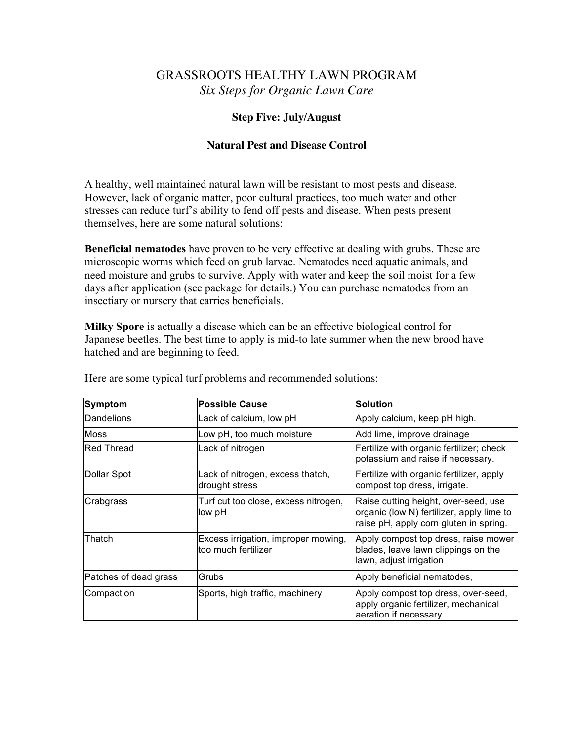# GRASSROOTS HEALTHY LAWN PROGRAM

*Six Steps for Organic Lawn Care*

### Step Five: July/August

### Natural Pest and Disease Control

A healthy, well maintained natural lawn will be resistant to most pests and disease. However, lack of organic matter, poor cultural practices, too much water and other stresses can reduce turf's ability to fend off pests and disease. When pests present themselves, here are some natural solutions:

**Beneficial nematodes** have proven to be very effective at dealing with grubs. These are microscopic worms which feed on grub larvae. Nematodes need aquatic animals, and need moisture and grubs to survive. Apply with water and keep the soil moist for a few days after application (see package for details.) You can purchase nematodes from an insectiary or nursery that carries beneficials.

**Milky Spore** is actually a disease which can be an effective biological control for Japanese beetles. The best time to apply is mid-to late summer when the new brood have hatched and are beginning to feed.

Here are some typical turf problems and recommended solutions:

| Symptom | Possible Cause | Solution |
|---|---|---|
| Dandelions | Lack of calcium, low pH | Apply calcium, keep pH high. |
| Moss | Low pH, too much moisture | Add lime, improve drainage |
| Red Thread | Lack of nitrogen | Fertilize with organic fertilizer; check potassium and raise if necessary. |
| Dollar Spot | Lack of nitrogen, excess thatch, drought stress | Fertilize with organic fertilizer, apply compost top dress, irrigate. |
| Crabgrass | Turf cut too close, excess nitrogen, low pH | Raise cutting height, over-seed, use organic (low N) fertilizer, apply lime to raise pH, apply corn gluten in spring. |
| Thatch | Excess irrigation, improper mowing, too much fertilizer | Apply compost top dress, raise mower blades, leave lawn clippings on the lawn, adjust irrigation |
| Patches of dead grass | Grubs | Apply beneficial nematodes, |
| Compaction | Sports, high traffic, machinery | Apply compost top dress, over-seed, apply organic fertilizer, mechanical aeration if necessary. |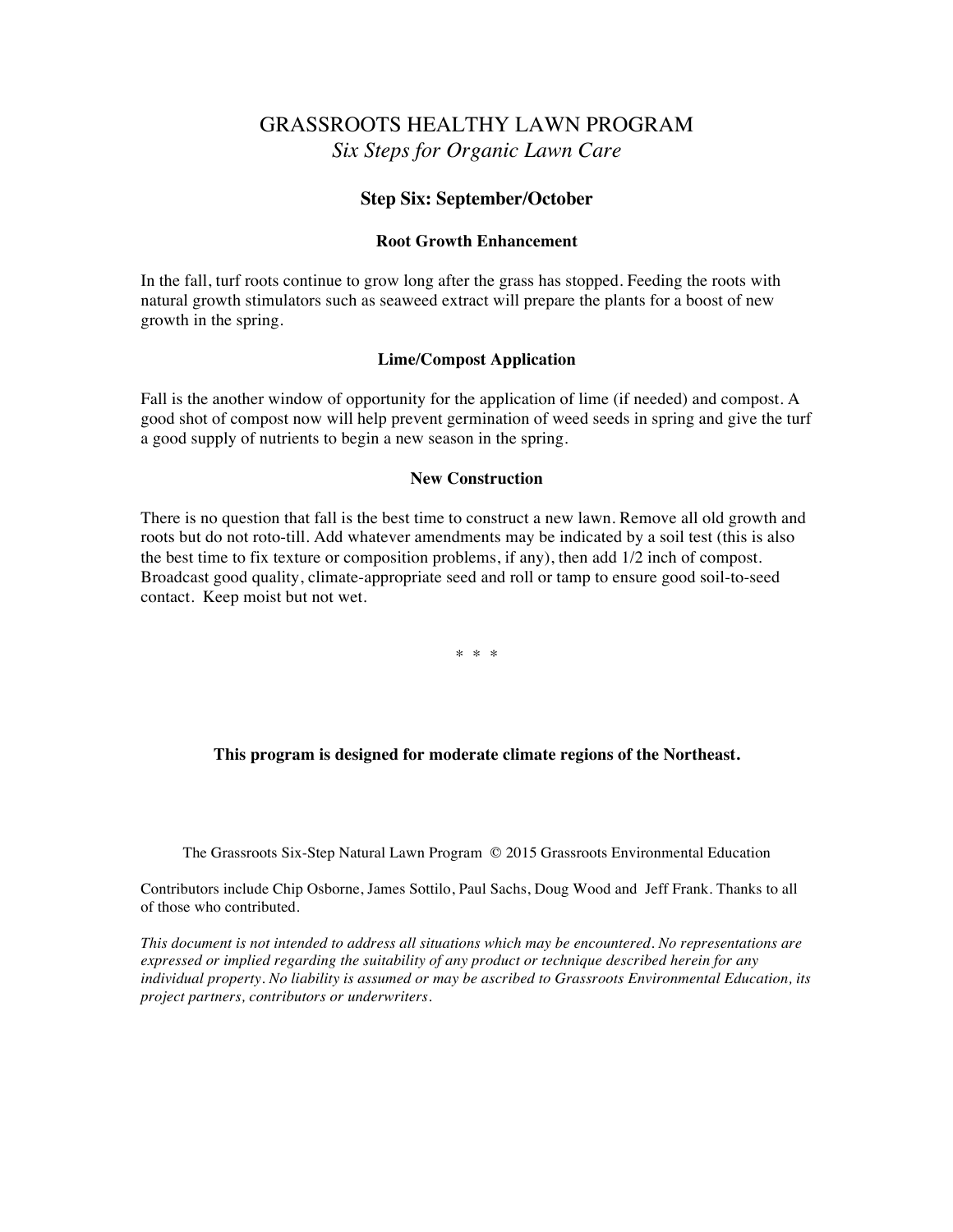# GRASSROOTS HEALTHY LAWN PROGRAM

*Six Steps for Organic Lawn Care*

## Step Six: September/October

### Root Growth Enhancement

In the fall, turf roots continue to grow long after the grass has stopped. Feeding the roots with natural growth stimulators such as seaweed extract will prepare the plants for a boost of new growth in the spring.

### Lime/Compost Application

Fall is the another window of opportunity for the application of lime (if needed) and compost. A good shot of compost now will help prevent germination of weed seeds in spring and give the turf a good supply of nutrients to begin a new season in the spring.

### New Construction

There is no question that fall is the best time to construct a new lawn. Remove all old growth and roots but do not roto-till. Add whatever amendments may be indicated by a soil test (this is also the best time to fix texture or composition problems, if any), then add 1/2 inch of compost. Broadcast good quality, climate-appropriate seed and roll or tamp to ensure good soil-to-seed contact. Keep moist but not wet.

\* \* \*

**This program is designed for moderate climate regions of the Northeast.**

The Grassroots Six-Step Natural Lawn Program © 2015 Grassroots Environmental Education

Contributors include Chip Osborne, James Sottilo, Paul Sachs, Doug Wood and Jeff Frank. Thanks to all of those who contributed.

*This document is not intended to address all situations which may be encountered. No representations are expressed or implied regarding the suitability of any product or technique described herein for any individual property. No liability is assumed or may be ascribed to Grassroots Environmental Education, its project partners, contributors or underwriters.*